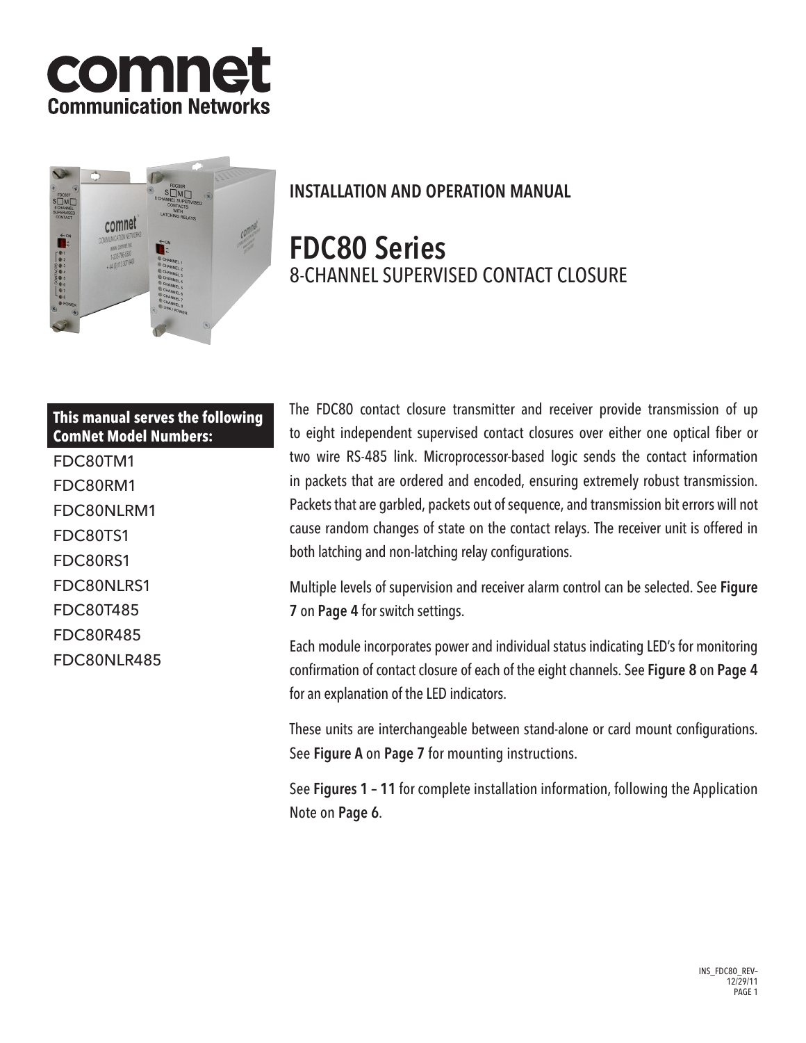# comnet
**Communication Networks**

## INSTALLATION AND OPERATION MANUAL

# FDC80 Series
8-CHANNEL SUPERVISED CONTACT CLOSURE

**This manual serves the following ComNet Model Numbers:**

FDC80TM1
FDC80RM1
FDC80NLRM1
FDC80TS1
FDC80RS1
FDC80NLRS1
FDC80T485
FDC80R485
FDC80NLR485

The FDC80 contact closure transmitter and receiver provide transmission of up to eight independent supervised contact closures over either one optical fiber or two wire RS-485 link. Microprocessor-based logic sends the contact information in packets that are ordered and encoded, ensuring extremely robust transmission. Packets that are garbled, packets out of sequence, and transmission bit errors will not cause random changes of state on the contact relays. The receiver unit is offered in both latching and non-latching relay configurations.

Multiple levels of supervision and receiver alarm control can be selected. See **Figure 7** on **Page 4** for switch settings.

Each module incorporates power and individual status indicating LED's for monitoring confirmation of contact closure of each of the eight channels. See **Figure 8** on **Page 4** for an explanation of the LED indicators.

These units are interchangeable between stand-alone or card mount configurations. See **Figure A** on **Page 7** for mounting instructions.

See **Figures 1 – 11** for complete installation information, following the Application Note on **Page 6**.

INS_FDC80_REV–
12/29/11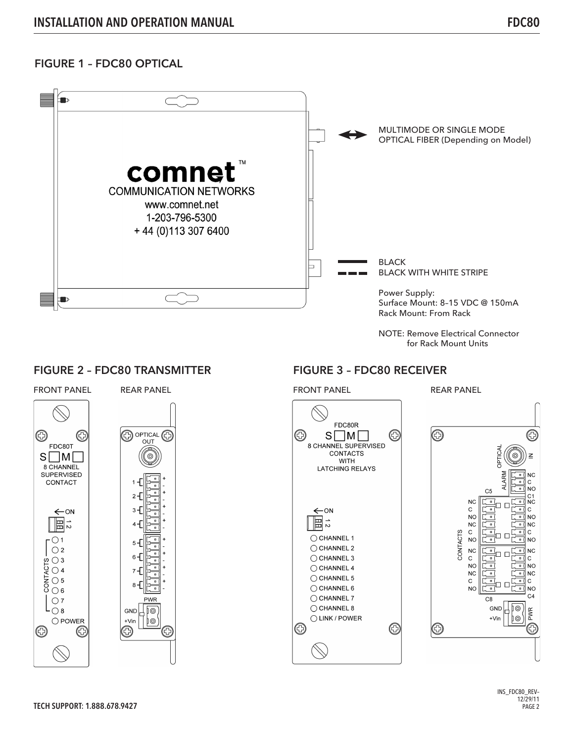## FIGURE 1 – FDC80 OPTICAL

comnet™
COMMUNICATION NETWORKS
www.comnet.net
1-203-796-5300
+ 44 (0)113 307 6400

MULTIMODE OR SINGLE MODE OPTICAL FIBER (Depending on Model)

BLACK
BLACK WITH WHITE STRIPE

Power Supply:
Surface Mount: 8–15 VDC @ 150mA
Rack Mount: From Rack

NOTE: Remove Electrical Connector for Rack Mount Units

## FIGURE 2 – FDC80 TRANSMITTER

FRONT PANEL

FDC80T
S ☐ M ☐
8 CHANNEL SUPERVISED CONTACT

←ON
1 2

CONTACTS
○ 1
○ 2
○ 3
○ 4
○ 5
○ 6
○ 7
○ 8
○ POWER

REAR PANEL

OPTICAL OUT

1 + -
2 + -
3 + -
4 + -
5 + -
6 + -
7 + -
8 + -

PWR
GND
+Vin

## FIGURE 3 – FDC80 RECEIVER

FRONT PANEL

FDC80R
S ☐ M ☐
8 CHANNEL SUPERVISED CONTACTS WITH LATCHING RELAYS

←ON
1 2

○ CHANNEL 1
○ CHANNEL 2
○ CHANNEL 3
○ CHANNEL 4
○ CHANNEL 5
○ CHANNEL 6
○ CHANNEL 7
○ CHANNEL 8
○ LINK / POWER

REAR PANEL

OPTICAL IN

ALARM
NC
C
NO

CONTACTS

C5
NC
C
NO
NC
C
NO
NC
C
NO
NC
C
NO
C8

C1
NC
C
NO
NC
C
NO
NC
C
NO
NC
C
NO
C4

GND
+Vin
PWR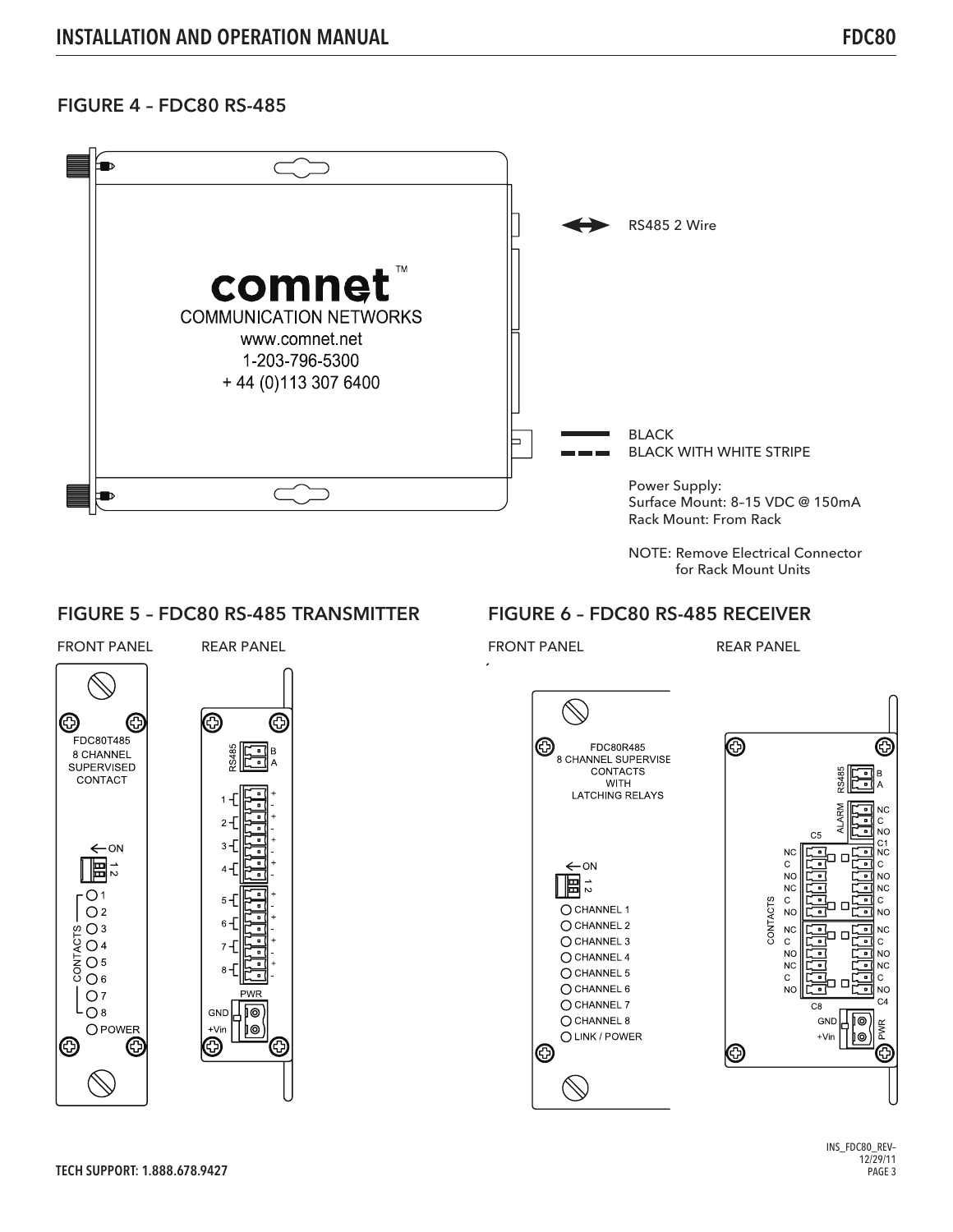## FIGURE 4 – FDC80 RS-485

comnet™
COMMUNICATION NETWORKS
www.comnet.net
1-203-796-5300
+ 44 (0)113 307 6400

RS485 2 Wire

BLACK
BLACK WITH WHITE STRIPE

Power Supply:
Surface Mount: 8–15 VDC @ 150mA
Rack Mount: From Rack

NOTE: Remove Electrical Connector for Rack Mount Units

## FIGURE 5 – FDC80 RS-485 TRANSMITTER

FRONT PANEL

FDC80T485
8 CHANNEL
SUPERVISED
CONTACT

ON
1 2

CONTACTS
1
2
3
4
5
6
7
8
POWER

REAR PANEL

RS485 B A

1 + -
2 + -
3 + -
4 + -
5 + -
6 + -
7 + -
8 + -

PWR
GND
+Vin

## FIGURE 6 – FDC80 RS-485 RECEIVER

FRONT PANEL

FDC80R485
8 CHANNEL SUPERVISE
CONTACTS
WITH
LATCHING RELAYS

ON
1 2

CHANNEL 1
CHANNEL 2
CHANNEL 3
CHANNEL 4
CHANNEL 5
CHANNEL 6
CHANNEL 7
CHANNEL 8
LINK / POWER

REAR PANEL

RS485 B A

ALARM NC C NO

CONTACTS
C5 NC C NO NC C NO NC C NO NC C NO C8
C1 NC C NO NC C NO NC C NO NC C NO C4

PWR
GND
+Vin

TECH SUPPORT: 1.888.678.9427

INS_FDC80_REV– 12/29/11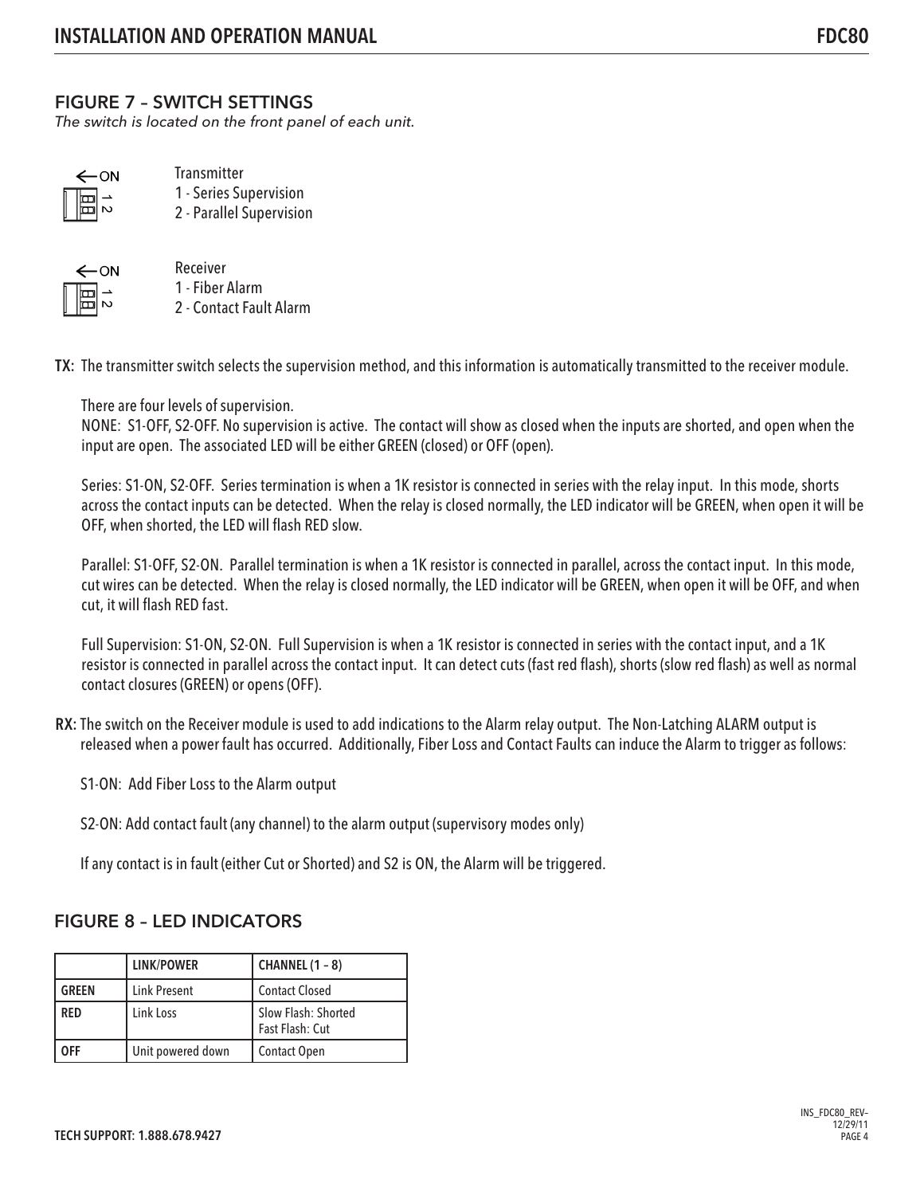## FIGURE 7 – SWITCH SETTINGS

*The switch is located on the front panel of each unit.*

Transmitter
1 - Series Supervision
2 - Parallel Supervision

Receiver
1 - Fiber Alarm
2 - Contact Fault Alarm

**TX:** The transmitter switch selects the supervision method, and this information is automatically transmitted to the receiver module.

There are four levels of supervision.
NONE: S1-OFF, S2-OFF. No supervision is active. The contact will show as closed when the inputs are shorted, and open when the input are open. The associated LED will be either GREEN (closed) or OFF (open).

Series: S1-ON, S2-OFF. Series termination is when a 1K resistor is connected in series with the relay input. In this mode, shorts across the contact inputs can be detected. When the relay is closed normally, the LED indicator will be GREEN, when open it will be OFF, when shorted, the LED will flash RED slow.

Parallel: S1-OFF, S2-ON. Parallel termination is when a 1K resistor is connected in parallel, across the contact input. In this mode, cut wires can be detected. When the relay is closed normally, the LED indicator will be GREEN, when open it will be OFF, and when cut, it will flash RED fast.

Full Supervision: S1-ON, S2-ON. Full Supervision is when a 1K resistor is connected in series with the contact input, and a 1K resistor is connected in parallel across the contact input. It can detect cuts (fast red flash), shorts (slow red flash) as well as normal contact closures (GREEN) or opens (OFF).

**RX:** The switch on the Receiver module is used to add indications to the Alarm relay output. The Non-Latching ALARM output is released when a power fault has occurred. Additionally, Fiber Loss and Contact Faults can induce the Alarm to trigger as follows:

S1-ON: Add Fiber Loss to the Alarm output

S2-ON: Add contact fault (any channel) to the alarm output (supervisory modes only)

If any contact is in fault (either Cut or Shorted) and S2 is ON, the Alarm will be triggered.

## FIGURE 8 – LED INDICATORS

| | LINK/POWER | CHANNEL (1 – 8) |
|---|---|---|
| GREEN | Link Present | Contact Closed |
| RED | Link Loss | Slow Flash: Shorted<br>Fast Flash: Cut |
| OFF | Unit powered down | Contact Open |

TECH SUPPORT: 1.888.678.9427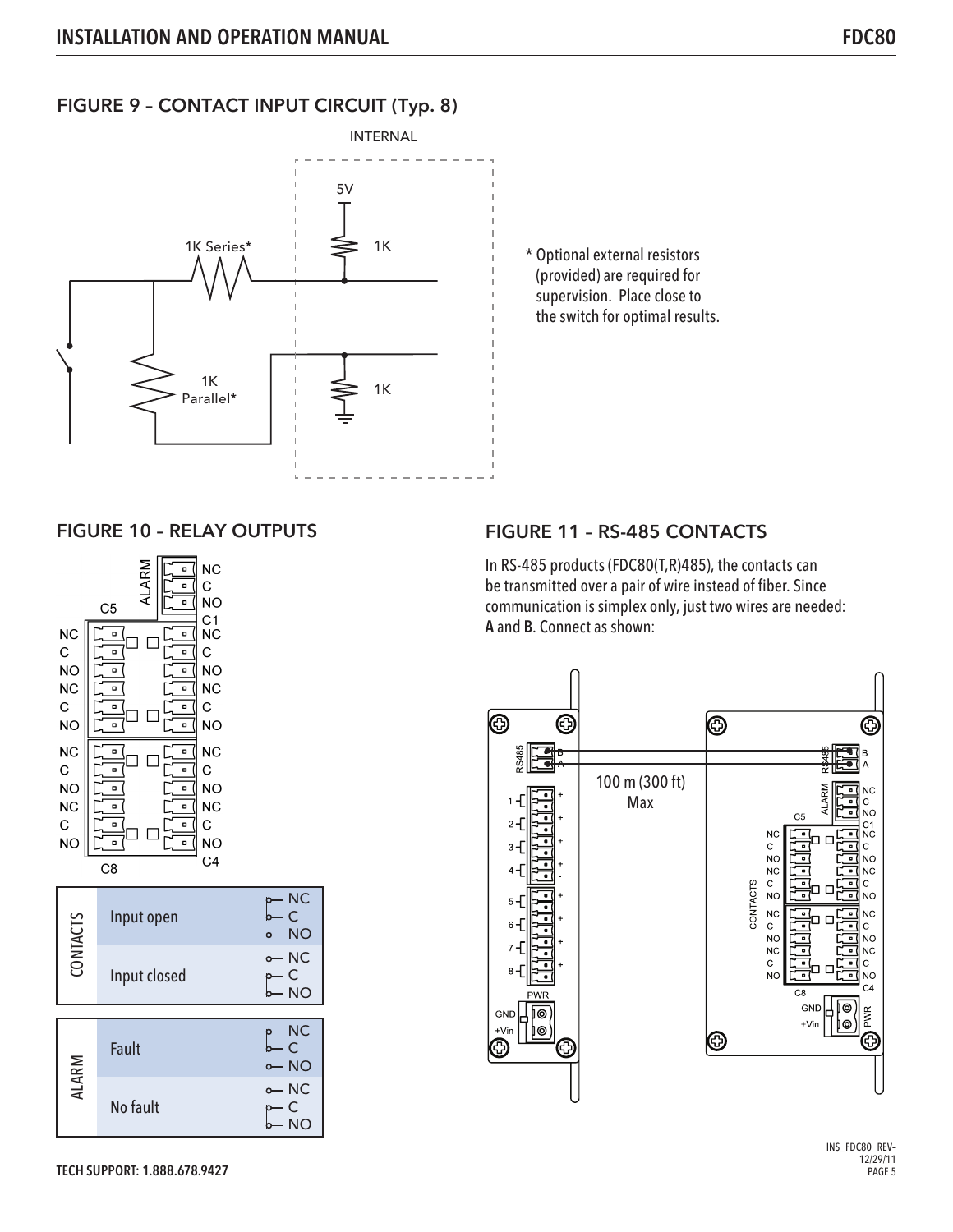## FIGURE 9 – CONTACT INPUT CIRCUIT (Typ. 8)

\* Optional external resistors (provided) are required for supervision. Place close to the switch for optimal results.

## FIGURE 10 – RELAY OUTPUTS

| | | |
|---|---|---|
| CONTACTS | Input open | NC C NO |
| | Input closed | NC C NO |
| ALARM | Fault | NC C NO |
| | No fault | NC C NO |

## FIGURE 11 – RS-485 CONTACTS

In RS-485 products (FDC80(T,R)485), the contacts can be transmitted over a pair of wire instead of fiber. Since communication is simplex only, just two wires are needed: **A** and **B**. Connect as shown:

100 m (300 ft) Max

INS_FDC80_REV– 12/29/11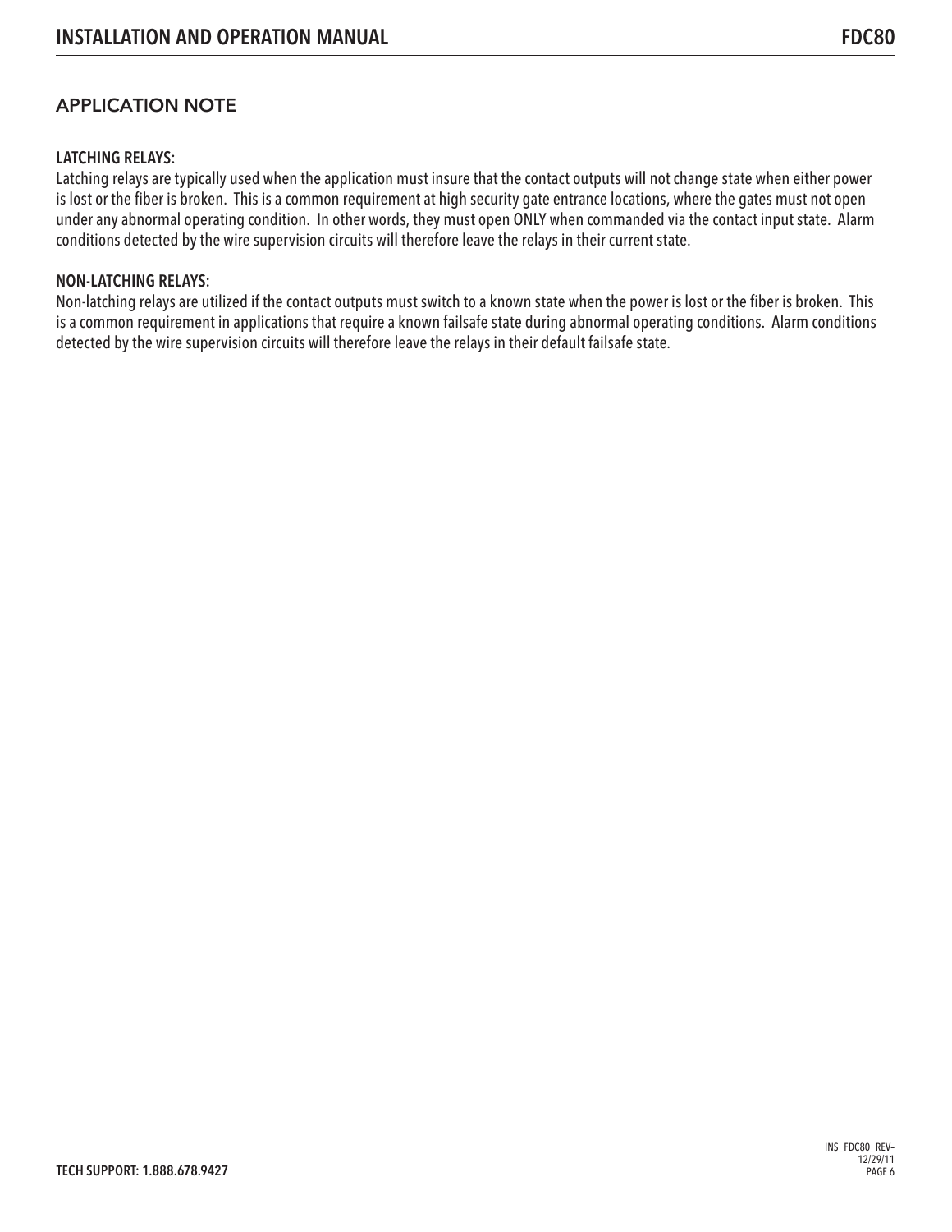## APPLICATION NOTE

**LATCHING RELAYS:**
Latching relays are typically used when the application must insure that the contact outputs will not change state when either power is lost or the fiber is broken. This is a common requirement at high security gate entrance locations, where the gates must not open under any abnormal operating condition. In other words, they must open ONLY when commanded via the contact input state. Alarm conditions detected by the wire supervision circuits will therefore leave the relays in their current state.

**NON-LATCHING RELAYS:**
Non-latching relays are utilized if the contact outputs must switch to a known state when the power is lost or the fiber is broken. This is a common requirement in applications that require a known failsafe state during abnormal operating conditions. Alarm conditions detected by the wire supervision circuits will therefore leave the relays in their default failsafe state.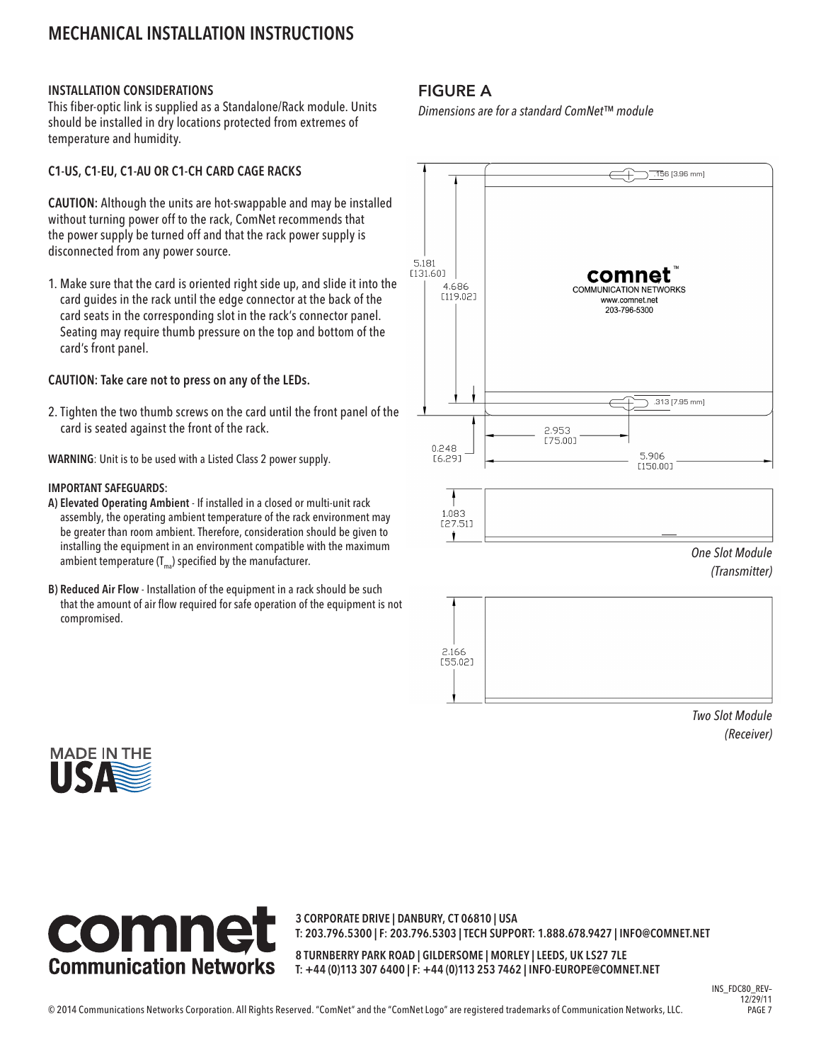# MECHANICAL INSTALLATION INSTRUCTIONS

### INSTALLATION CONSIDERATIONS

This fiber-optic link is supplied as a Standalone/Rack module. Units should be installed in dry locations protected from extremes of temperature and humidity.

### C1-US, C1-EU, C1-AU OR C1-CH CARD CAGE RACKS

**CAUTION:** Although the units are hot-swappable and may be installed without turning power off to the rack, ComNet recommends that the power supply be turned off and that the rack power supply is disconnected from any power source.

1. Make sure that the card is oriented right side up, and slide it into the card guides in the rack until the edge connector at the back of the card seats in the corresponding slot in the rack's connector panel. Seating may require thumb pressure on the top and bottom of the card's front panel.

**CAUTION: Take care not to press on any of the LEDs.**

2. Tighten the two thumb screws on the card until the front panel of the card is seated against the front of the rack.

**WARNING**: Unit is to be used with a Listed Class 2 power supply.

**IMPORTANT SAFEGUARDS:**

**A) Elevated Operating Ambient** - If installed in a closed or multi-unit rack assembly, the operating ambient temperature of the rack environment may be greater than room ambient. Therefore, consideration should be given to installing the equipment in an environment compatible with the maximum ambient temperature ($T_{ma}$) specified by the manufacturer.

**B) Reduced Air Flow** - Installation of the equipment in a rack should be such that the amount of air flow required for safe operation of the equipment is not compromised.

## FIGURE A

*Dimensions are for a standard ComNet™ module*

.156 [3.96 mm]
5.181 [131.60]
4.686 [119.02]
comnet™
COMMUNICATION NETWORKS
www.comnet.net
203-796-5300
.313 [7.95 mm]
0.248 [6.29]
2.953 [75.00]
5.906 [150.00]

1.083 [27.51]

*One Slot Module (Transmitter)*

2.166 [55.02]

*Two Slot Module (Receiver)*

MADE IN THE USA

**3 CORPORATE DRIVE | DANBURY, CT 06810 | USA**
**T: 203.796.5300 | F: 203.796.5303 | TECH SUPPORT: 1.888.678.9427 | INFO@COMNET.NET**

**8 TURNBERRY PARK ROAD | GILDERSOME | MORLEY | LEEDS, UK LS27 7LE**
**T: +44 (0)113 307 6400 | F: +44 (0)113 253 7462 | INFO-EUROPE@COMNET.NET**

© 2014 Communications Networks Corporation. All Rights Reserved. "ComNet" and the "ComNet Logo" are registered trademarks of Communication Networks, LLC.

INS_FDC80_REV– 12/29/11